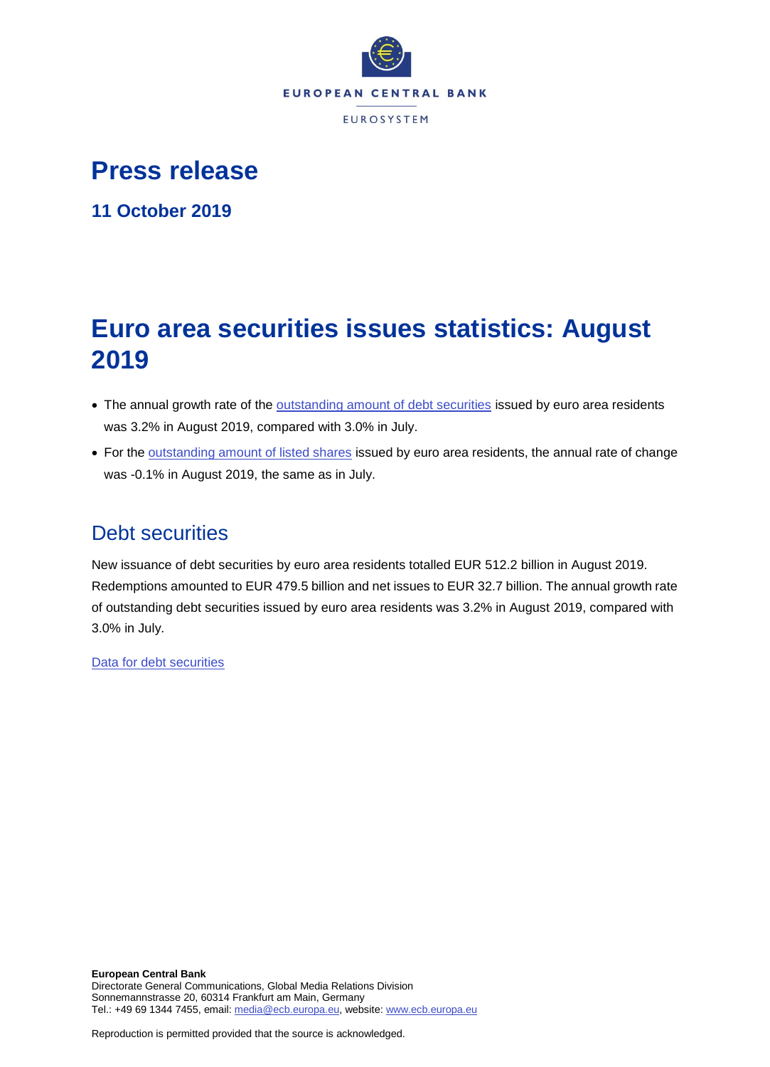EUROPEAN CENTRAL BANK

EUROSYSTEM

# Press release

**11 October 2019**

# Euro area securities issues statistics: August 2019

- The annual growth rate of the outstanding amount of debt securities issued by euro area residents was 3.2% in August 2019, compared with 3.0% in July.
- For the outstanding amount of listed shares issued by euro area residents, the annual rate of change was -0.1% in August 2019, the same as in July.

## Debt securities

New issuance of debt securities by euro area residents totalled EUR 512.2 billion in August 2019. Redemptions amounted to EUR 479.5 billion and net issues to EUR 32.7 billion. The annual growth rate of outstanding debt securities issued by euro area residents was 3.2% in August 2019, compared with 3.0% in July.

Data for debt securities

**European Central Bank**
Directorate General Communications, Global Media Relations Division
Sonnemannstrasse 20, 60314 Frankfurt am Main, Germany
Tel.: +49 69 1344 7455, email: media@ecb.europa.eu, website: www.ecb.europa.eu

Reproduction is permitted provided that the source is acknowledged.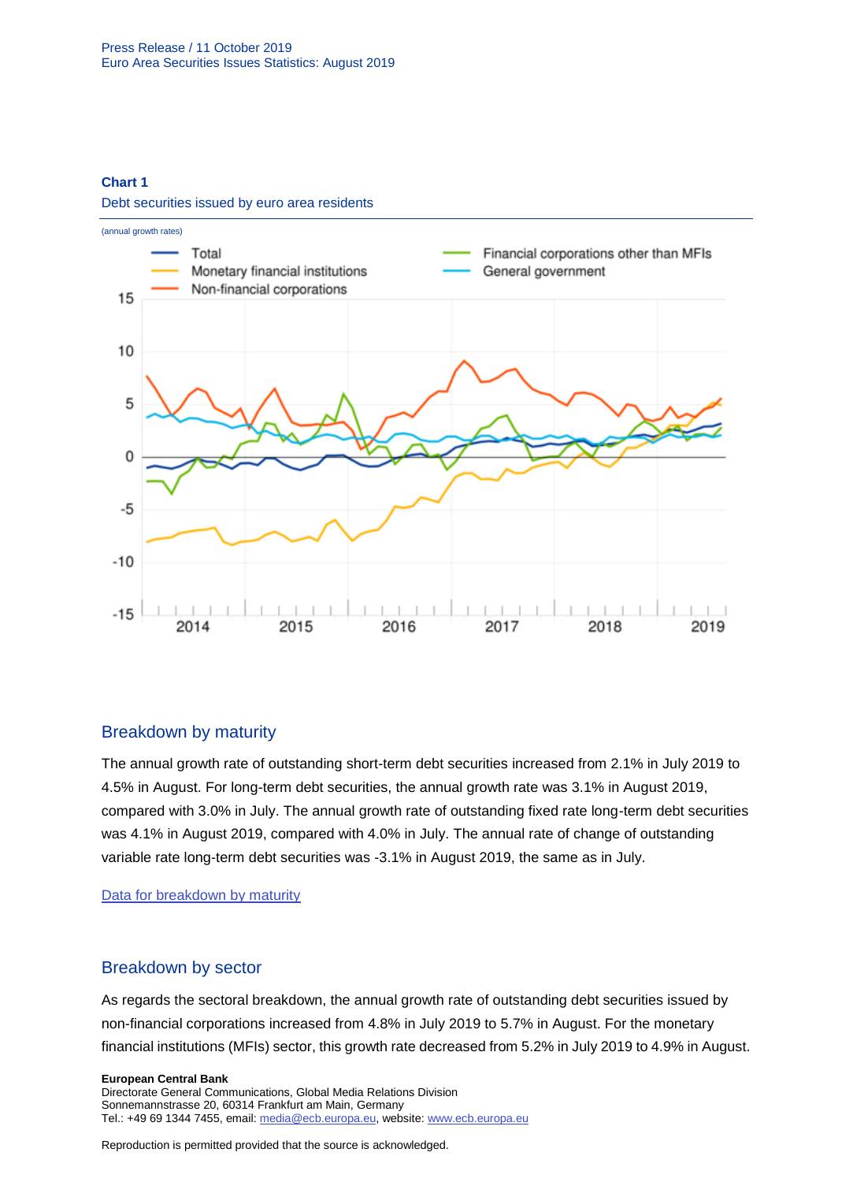**Chart 1**

Debt securities issued by euro area residents

(annual growth rates)

## Breakdown by maturity

The annual growth rate of outstanding short-term debt securities increased from 2.1% in July 2019 to 4.5% in August. For long-term debt securities, the annual growth rate was 3.1% in August 2019, compared with 3.0% in July. The annual growth rate of outstanding fixed rate long-term debt securities was 4.1% in August 2019, compared with 4.0% in July. The annual rate of change of outstanding variable rate long-term debt securities was -3.1% in August 2019, the same as in July.

Data for breakdown by maturity

## Breakdown by sector

As regards the sectoral breakdown, the annual growth rate of outstanding debt securities issued by non-financial corporations increased from 4.8% in July 2019 to 5.7% in August. For the monetary financial institutions (MFIs) sector, this growth rate decreased from 5.2% in July 2019 to 4.9% in August.

**European Central Bank**
Directorate General Communications, Global Media Relations Division
Sonnemannstrasse 20, 60314 Frankfurt am Main, Germany
Tel.: +49 69 1344 7455, email: media@ecb.europa.eu, website: www.ecb.europa.eu

Reproduction is permitted provided that the source is acknowledged.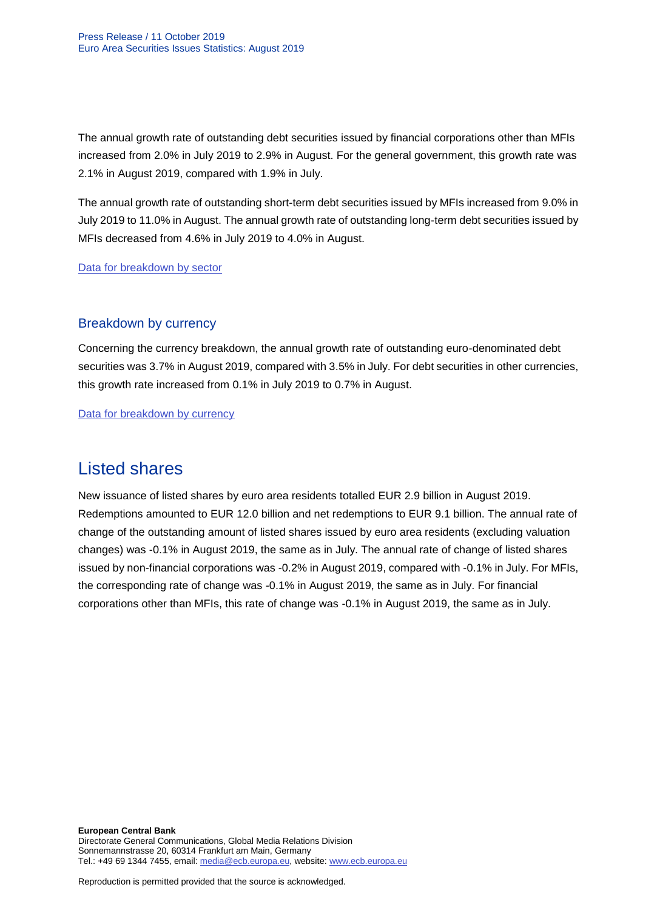The annual growth rate of outstanding debt securities issued by financial corporations other than MFIs increased from 2.0% in July 2019 to 2.9% in August. For the general government, this growth rate was 2.1% in August 2019, compared with 1.9% in July.

The annual growth rate of outstanding short-term debt securities issued by MFIs increased from 9.0% in July 2019 to 11.0% in August. The annual growth rate of outstanding long-term debt securities issued by MFIs decreased from 4.6% in July 2019 to 4.0% in August.

Data for breakdown by sector

### Breakdown by currency

Concerning the currency breakdown, the annual growth rate of outstanding euro-denominated debt securities was 3.7% in August 2019, compared with 3.5% in July. For debt securities in other currencies, this growth rate increased from 0.1% in July 2019 to 0.7% in August.

Data for breakdown by currency

## Listed shares

New issuance of listed shares by euro area residents totalled EUR 2.9 billion in August 2019. Redemptions amounted to EUR 12.0 billion and net redemptions to EUR 9.1 billion. The annual rate of change of the outstanding amount of listed shares issued by euro area residents (excluding valuation changes) was -0.1% in August 2019, the same as in July. The annual rate of change of listed shares issued by non-financial corporations was -0.2% in August 2019, compared with -0.1% in July. For MFIs, the corresponding rate of change was -0.1% in August 2019, the same as in July. For financial corporations other than MFIs, this rate of change was -0.1% in August 2019, the same as in July.

**European Central Bank**
Directorate General Communications, Global Media Relations Division
Sonnemannstrasse 20, 60314 Frankfurt am Main, Germany
Tel.: +49 69 1344 7455, email: media@ecb.europa.eu, website: www.ecb.europa.eu

Reproduction is permitted provided that the source is acknowledged.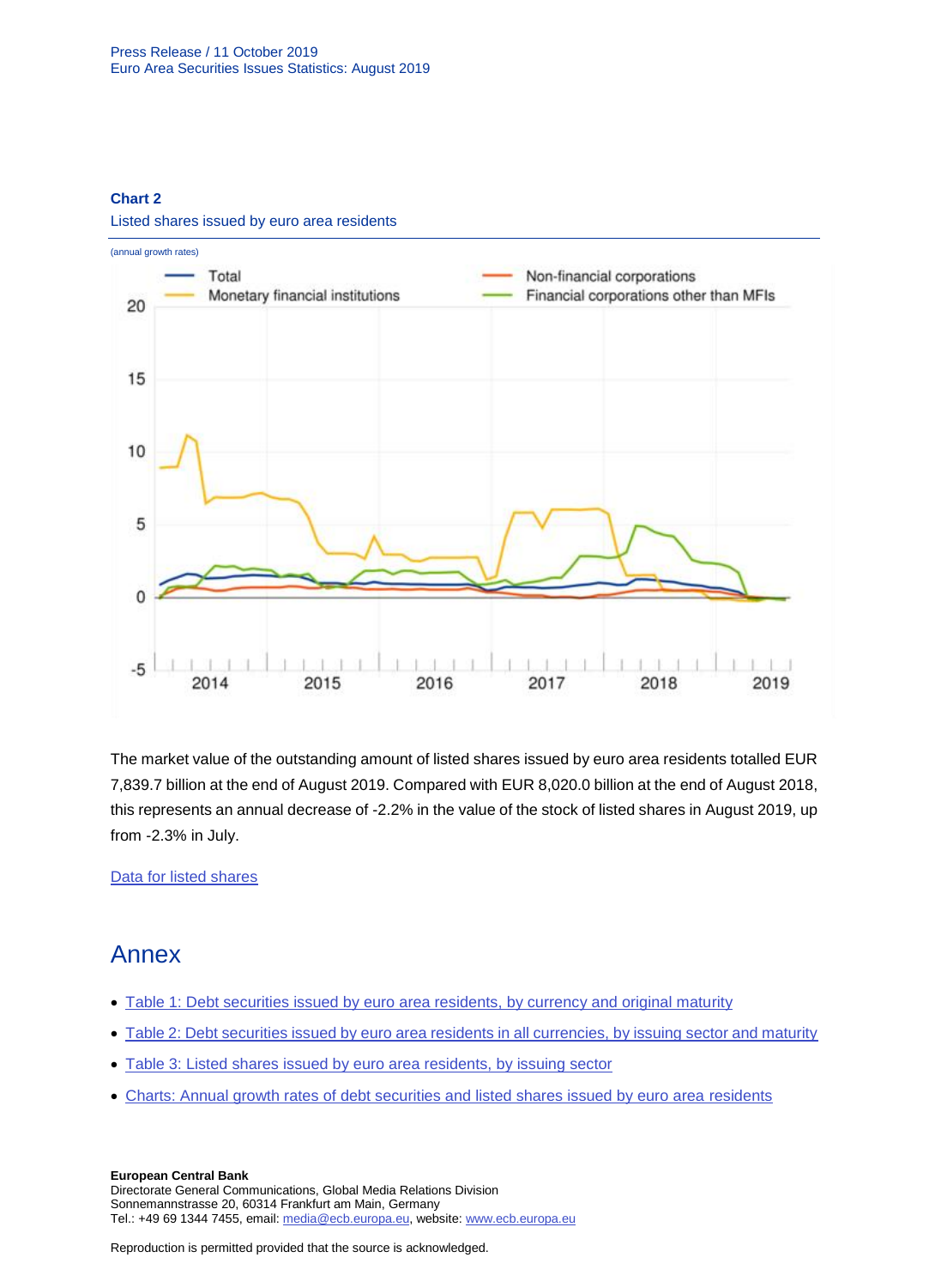**Chart 2**

Listed shares issued by euro area residents

(annual growth rates)

The market value of the outstanding amount of listed shares issued by euro area residents totalled EUR 7,839.7 billion at the end of August 2019. Compared with EUR 8,020.0 billion at the end of August 2018, this represents an annual decrease of -2.2% in the value of the stock of listed shares in August 2019, up from -2.3% in July.

[Data for listed shares](#)

# Annex

- [Table 1: Debt securities issued by euro area residents, by currency and original maturity](#)
- [Table 2: Debt securities issued by euro area residents in all currencies, by issuing sector and maturity](#)
- [Table 3: Listed shares issued by euro area residents, by issuing sector](#)
- [Charts: Annual growth rates of debt securities and listed shares issued by euro area residents](#)

**European Central Bank**
Directorate General Communications, Global Media Relations Division
Sonnemannstrasse 20, 60314 Frankfurt am Main, Germany
Tel.: +49 69 1344 7455, email: media@ecb.europa.eu, website: www.ecb.europa.eu

Reproduction is permitted provided that the source is acknowledged.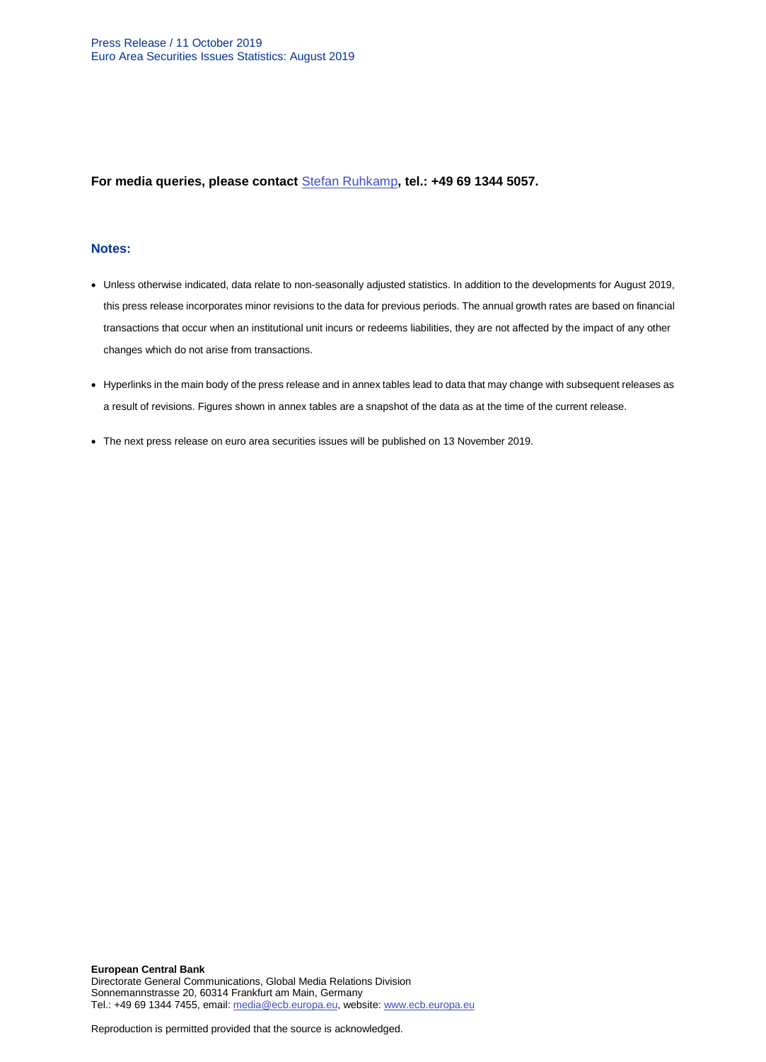**For media queries, please contact [Stefan Ruhkamp](), tel.: +49 69 1344 5057.**

## Notes:

- Unless otherwise indicated, data relate to non-seasonally adjusted statistics. In addition to the developments for August 2019, this press release incorporates minor revisions to the data for previous periods. The annual growth rates are based on financial transactions that occur when an institutional unit incurs or redeems liabilities, they are not affected by the impact of any other changes which do not arise from transactions.
- Hyperlinks in the main body of the press release and in annex tables lead to data that may change with subsequent releases as a result of revisions. Figures shown in annex tables are a snapshot of the data as at the time of the current release.
- The next press release on euro area securities issues will be published on 13 November 2019.

**European Central Bank**
Directorate General Communications, Global Media Relations Division
Sonnemannstrasse 20, 60314 Frankfurt am Main, Germany
Tel.: +49 69 1344 7455, email: media@ecb.europa.eu, website: www.ecb.europa.eu

Reproduction is permitted provided that the source is acknowledged.